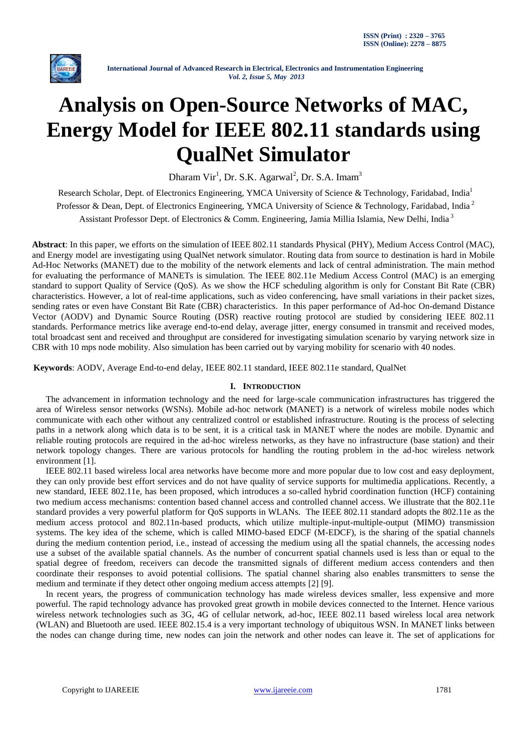# Analysis on Open-Source Networks of MAC, Energy Model for IEEE 802.11 standards using QualNet Simulator

Dharam Vir[1], Dr. S.K. Agarwal[2], Dr. S.A. Imam[3]

Research Scholar, Dept. of Electronics Engineering, YMCA University of Science & Technology, Faridabad, India[1]

Professor & Dean, Dept. of Electronics Engineering, YMCA University of Science & Technology, Faridabad, India[2]

Assistant Professor Dept. of Electronics & Comm. Engineering, Jamia Millia Islamia, New Delhi, India[3]

**Abstract**: In this paper, we efforts on the simulation of IEEE 802.11 standards Physical (PHY), Medium Access Control (MAC), and Energy model are investigating using QualNet network simulator. Routing data from source to destination is hard in Mobile Ad-Hoc Networks (MANET) due to the mobility of the network elements and lack of central administration. The main method for evaluating the performance of MANETs is simulation. The IEEE 802.11e Medium Access Control (MAC) is an emerging standard to support Quality of Service (QoS). As we show the HCF scheduling algorithm is only for Constant Bit Rate (CBR) characteristics. However, a lot of real-time applications, such as video conferencing, have small variations in their packet sizes, sending rates or even have Constant Bit Rate (CBR) characteristics. In this paper performance of Ad-hoc On-demand Distance Vector (AODV) and Dynamic Source Routing (DSR) reactive routing protocol are studied by considering IEEE 802.11 standards. Performance metrics like average end-to-end delay, average jitter, energy consumed in transmit and received modes, total broadcast sent and received and throughput are considered for investigating simulation scenario by varying network size in CBR with 10 mps node mobility. Also simulation has been carried out by varying mobility for scenario with 40 nodes.

**Keywords**: AODV, Average End-to-end delay, IEEE 802.11 standard, IEEE 802.11e standard, QualNet

## I. Introduction

The advancement in information technology and the need for large-scale communication infrastructures has triggered the area of Wireless sensor networks (WSNs). Mobile ad-hoc network (MANET) is a network of wireless mobile nodes which communicate with each other without any centralized control or established infrastructure. Routing is the process of selecting paths in a network along which data is to be sent, it is a critical task in MANET where the nodes are mobile. Dynamic and reliable routing protocols are required in the ad-hoc wireless networks, as they have no infrastructure (base station) and their network topology changes. There are various protocols for handling the routing problem in the ad-hoc wireless network environment [1].

IEEE 802.11 based wireless local area networks have become more and more popular due to low cost and easy deployment, they can only provide best effort services and do not have quality of service supports for multimedia applications. Recently, a new standard, IEEE 802.11e, has been proposed, which introduces a so-called hybrid coordination function (HCF) containing two medium access mechanisms: contention based channel access and controlled channel access. We illustrate that the 802.11e standard provides a very powerful platform for QoS supports in WLANs. The IEEE 802.11 standard adopts the 802.11e as the medium access protocol and 802.11n-based products, which utilize multiple-input-multiple-output (MIMO) transmission systems. The key idea of the scheme, which is called MIMO-based EDCF (M-EDCF), is the sharing of the spatial channels during the medium contention period, i.e., instead of accessing the medium using all the spatial channels, the accessing nodes use a subset of the available spatial channels. As the number of concurrent spatial channels used is less than or equal to the spatial degree of freedom, receivers can decode the transmitted signals of different medium access contenders and then coordinate their responses to avoid potential collisions. The spatial channel sharing also enables transmitters to sense the medium and terminate if they detect other ongoing medium access attempts [2] [9].

In recent years, the progress of communication technology has made wireless devices smaller, less expensive and more powerful. The rapid technology advance has provoked great growth in mobile devices connected to the Internet. Hence various wireless network technologies such as 3G, 4G of cellular network, ad-hoc, IEEE 802.11 based wireless local area network (WLAN) and Bluetooth are used. IEEE 802.15.4 is a very important technology of ubiquitous WSN. In MANET links between the nodes can change during time, new nodes can join the network and other nodes can leave it. The set of applications for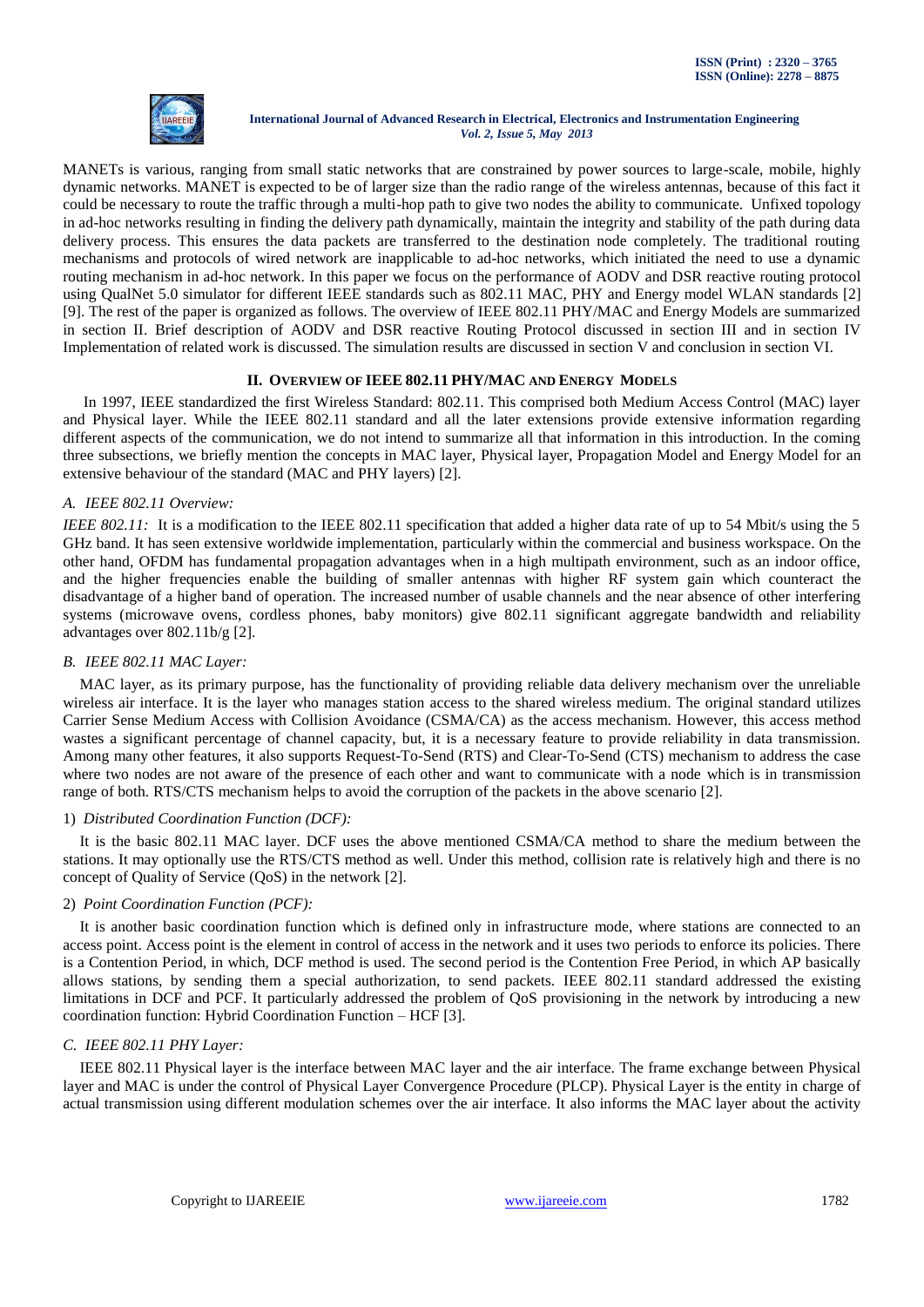MANETs is various, ranging from small static networks that are constrained by power sources to large-scale, mobile, highly dynamic networks. MANET is expected to be of larger size than the radio range of the wireless antennas, because of this fact it could be necessary to route the traffic through a multi-hop path to give two nodes the ability to communicate. Unfixed topology in ad-hoc networks resulting in finding the delivery path dynamically, maintain the integrity and stability of the path during data delivery process. This ensures the data packets are transferred to the destination node completely. The traditional routing mechanisms and protocols of wired network are inapplicable to ad-hoc networks, which initiated the need to use a dynamic routing mechanism in ad-hoc network. In this paper we focus on the performance of AODV and DSR reactive routing protocol using QualNet 5.0 simulator for different IEEE standards such as 802.11 MAC, PHY and Energy model WLAN standards [2] [9]. The rest of the paper is organized as follows. The overview of IEEE 802.11 PHY/MAC and Energy Models are summarized in section II. Brief description of AODV and DSR reactive Routing Protocol discussed in section III and in section IV Implementation of related work is discussed. The simulation results are discussed in section V and conclusion in section VI.

## II. Overview of IEEE 802.11 PHY/MAC and Energy Models

In 1997, IEEE standardized the first Wireless Standard: 802.11. This comprised both Medium Access Control (MAC) layer and Physical layer. While the IEEE 802.11 standard and all the later extensions provide extensive information regarding different aspects of the communication, we do not intend to summarize all that information in this introduction. In the coming three subsections, we briefly mention the concepts in MAC layer, Physical layer, Propagation Model and Energy Model for an extensive behaviour of the standard (MAC and PHY layers) [2].

### *A. IEEE 802.11 Overview:*

*IEEE 802.11:* It is a modification to the IEEE 802.11 specification that added a higher data rate of up to 54 Mbit/s using the 5 GHz band. It has seen extensive worldwide implementation, particularly within the commercial and business workspace. On the other hand, OFDM has fundamental propagation advantages when in a high multipath environment, such as an indoor office, and the higher frequencies enable the building of smaller antennas with higher RF system gain which counteract the disadvantage of a higher band of operation. The increased number of usable channels and the near absence of other interfering systems (microwave ovens, cordless phones, baby monitors) give 802.11 significant aggregate bandwidth and reliability advantages over 802.11b/g [2].

### *B. IEEE 802.11 MAC Layer:*

MAC layer, as its primary purpose, has the functionality of providing reliable data delivery mechanism over the unreliable wireless air interface. It is the layer who manages station access to the shared wireless medium. The original standard utilizes Carrier Sense Medium Access with Collision Avoidance (CSMA/CA) as the access mechanism. However, this access method wastes a significant percentage of channel capacity, but, it is a necessary feature to provide reliability in data transmission. Among many other features, it also supports Request-To-Send (RTS) and Clear-To-Send (CTS) mechanism to address the case where two nodes are not aware of the presence of each other and want to communicate with a node which is in transmission range of both. RTS/CTS mechanism helps to avoid the corruption of the packets in the above scenario [2].

#### 1) *Distributed Coordination Function (DCF):*

It is the basic 802.11 MAC layer. DCF uses the above mentioned CSMA/CA method to share the medium between the stations. It may optionally use the RTS/CTS method as well. Under this method, collision rate is relatively high and there is no concept of Quality of Service (QoS) in the network [2].

#### 2) *Point Coordination Function (PCF):*

It is another basic coordination function which is defined only in infrastructure mode, where stations are connected to an access point. Access point is the element in control of access in the network and it uses two periods to enforce its policies. There is a Contention Period, in which, DCF method is used. The second period is the Contention Free Period, in which AP basically allows stations, by sending them a special authorization, to send packets. IEEE 802.11 standard addressed the existing limitations in DCF and PCF. It particularly addressed the problem of QoS provisioning in the network by introducing a new coordination function: Hybrid Coordination Function – HCF [3].

### *C. IEEE 802.11 PHY Layer:*

IEEE 802.11 Physical layer is the interface between MAC layer and the air interface. The frame exchange between Physical layer and MAC is under the control of Physical Layer Convergence Procedure (PLCP). Physical Layer is the entity in charge of actual transmission using different modulation schemes over the air interface. It also informs the MAC layer about the activity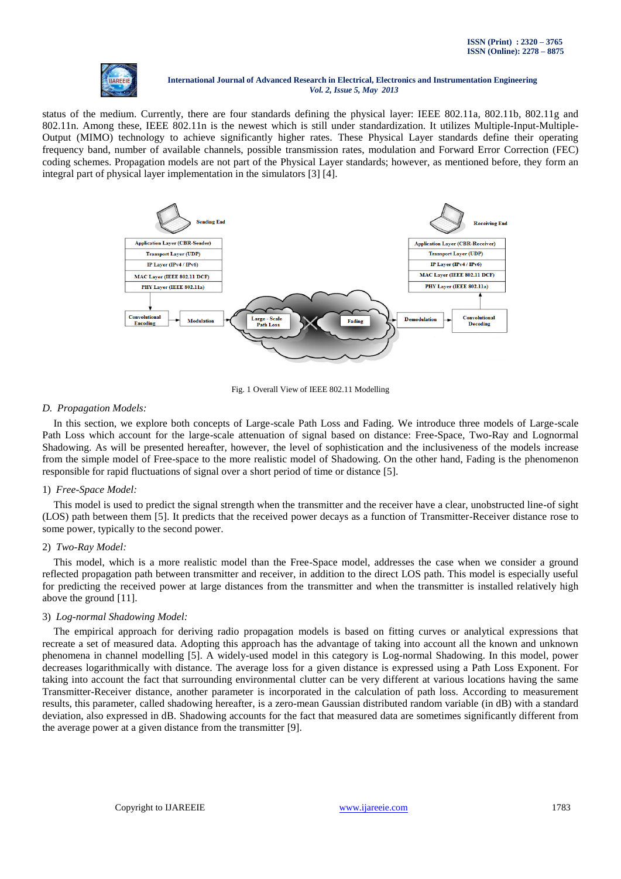status of the medium. Currently, there are four standards defining the physical layer: IEEE 802.11a, 802.11b, 802.11g and 802.11n. Among these, IEEE 802.11n is the newest which is still under standardization. It utilizes Multiple-Input-Multiple-Output (MIMO) technology to achieve significantly higher rates. These Physical Layer standards define their operating frequency band, number of available channels, possible transmission rates, modulation and Forward Error Correction (FEC) coding schemes. Propagation models are not part of the Physical Layer standards; however, as mentioned before, they form an integral part of physical layer implementation in the simulators [3] [4].

Fig. 1 Overall View of IEEE 802.11 Modelling

### *D. Propagation Models:*

In this section, we explore both concepts of Large-scale Path Loss and Fading. We introduce three models of Large-scale Path Loss which account for the large-scale attenuation of signal based on distance: Free-Space, Two-Ray and Lognormal Shadowing. As will be presented hereafter, however, the level of sophistication and the inclusiveness of the models increase from the simple model of Free-space to the more realistic model of Shadowing. On the other hand, Fading is the phenomenon responsible for rapid fluctuations of signal over a short period of time or distance [5].

#### 1) *Free-Space Model:*

This model is used to predict the signal strength when the transmitter and the receiver have a clear, unobstructed line-of sight (LOS) path between them [5]. It predicts that the received power decays as a function of Transmitter-Receiver distance rose to some power, typically to the second power.

#### 2) *Two-Ray Model:*

This model, which is a more realistic model than the Free-Space model, addresses the case when we consider a ground reflected propagation path between transmitter and receiver, in addition to the direct LOS path. This model is especially useful for predicting the received power at large distances from the transmitter and when the transmitter is installed relatively high above the ground [11].

#### 3) *Log-normal Shadowing Model:*

The empirical approach for deriving radio propagation models is based on fitting curves or analytical expressions that recreate a set of measured data. Adopting this approach has the advantage of taking into account all the known and unknown phenomena in channel modelling [5]. A widely-used model in this category is Log-normal Shadowing. In this model, power decreases logarithmically with distance. The average loss for a given distance is expressed using a Path Loss Exponent. For taking into account the fact that surrounding environmental clutter can be very different at various locations having the same Transmitter-Receiver distance, another parameter is incorporated in the calculation of path loss. According to measurement results, this parameter, called shadowing hereafter, is a zero-mean Gaussian distributed random variable (in dB) with a standard deviation, also expressed in dB. Shadowing accounts for the fact that measured data are sometimes significantly different from the average power at a given distance from the transmitter [9].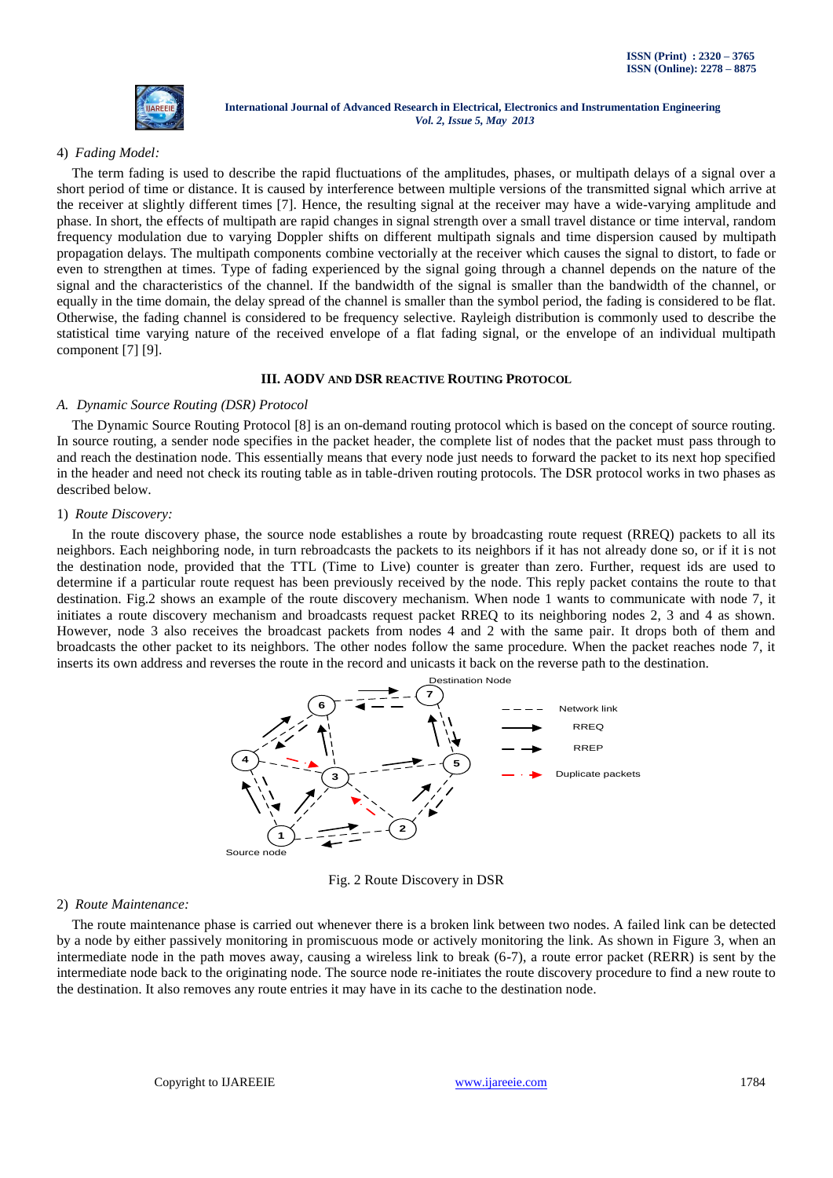4) *Fading Model:*

The term fading is used to describe the rapid fluctuations of the amplitudes, phases, or multipath delays of a signal over a short period of time or distance. It is caused by interference between multiple versions of the transmitted signal which arrive at the receiver at slightly different times [7]. Hence, the resulting signal at the receiver may have a wide-varying amplitude and phase. In short, the effects of multipath are rapid changes in signal strength over a small travel distance or time interval, random frequency modulation due to varying Doppler shifts on different multipath signals and time dispersion caused by multipath propagation delays. The multipath components combine vectorially at the receiver which causes the signal to distort, to fade or even to strengthen at times. Type of fading experienced by the signal going through a channel depends on the nature of the signal and the characteristics of the channel. If the bandwidth of the signal is smaller than the bandwidth of the channel, or equally in the time domain, the delay spread of the channel is smaller than the symbol period, the fading is considered to be flat. Otherwise, the fading channel is considered to be frequency selective. Rayleigh distribution is commonly used to describe the statistical time varying nature of the received envelope of a flat fading signal, or the envelope of an individual multipath component [7] [9].

## III. AODV AND DSR REACTIVE ROUTING PROTOCOL

### *A. Dynamic Source Routing (DSR) Protocol*

The Dynamic Source Routing Protocol [8] is an on-demand routing protocol which is based on the concept of source routing. In source routing, a sender node specifies in the packet header, the complete list of nodes that the packet must pass through to and reach the destination node. This essentially means that every node just needs to forward the packet to its next hop specified in the header and need not check its routing table as in table-driven routing protocols. The DSR protocol works in two phases as described below.

1) *Route Discovery:*

In the route discovery phase, the source node establishes a route by broadcasting route request (RREQ) packets to all its neighbors. Each neighboring node, in turn rebroadcasts the packets to its neighbors if it has not already done so, or if it is not the destination node, provided that the TTL (Time to Live) counter is greater than zero. Further, request ids are used to determine if a particular route request has been previously received by the node. This reply packet contains the route to that destination. Fig.2 shows an example of the route discovery mechanism. When node 1 wants to communicate with node 7, it initiates a route discovery mechanism and broadcasts request packet RREQ to its neighboring nodes 2, 3 and 4 as shown. However, node 3 also receives the broadcast packets from nodes 4 and 2 with the same pair. It drops both of them and broadcasts the other packet to its neighbors. The other nodes follow the same procedure. When the packet reaches node 7, it inserts its own address and reverses the route in the record and unicasts it back on the reverse path to the destination.

Fig. 2 Route Discovery in DSR

2) *Route Maintenance:*

The route maintenance phase is carried out whenever there is a broken link between two nodes. A failed link can be detected by a node by either passively monitoring in promiscuous mode or actively monitoring the link. As shown in Figure 3, when an intermediate node in the path moves away, causing a wireless link to break (6-7), a route error packet (RERR) is sent by the intermediate node back to the originating node. The source node re-initiates the route discovery procedure to find a new route to the destination. It also removes any route entries it may have in its cache to the destination node.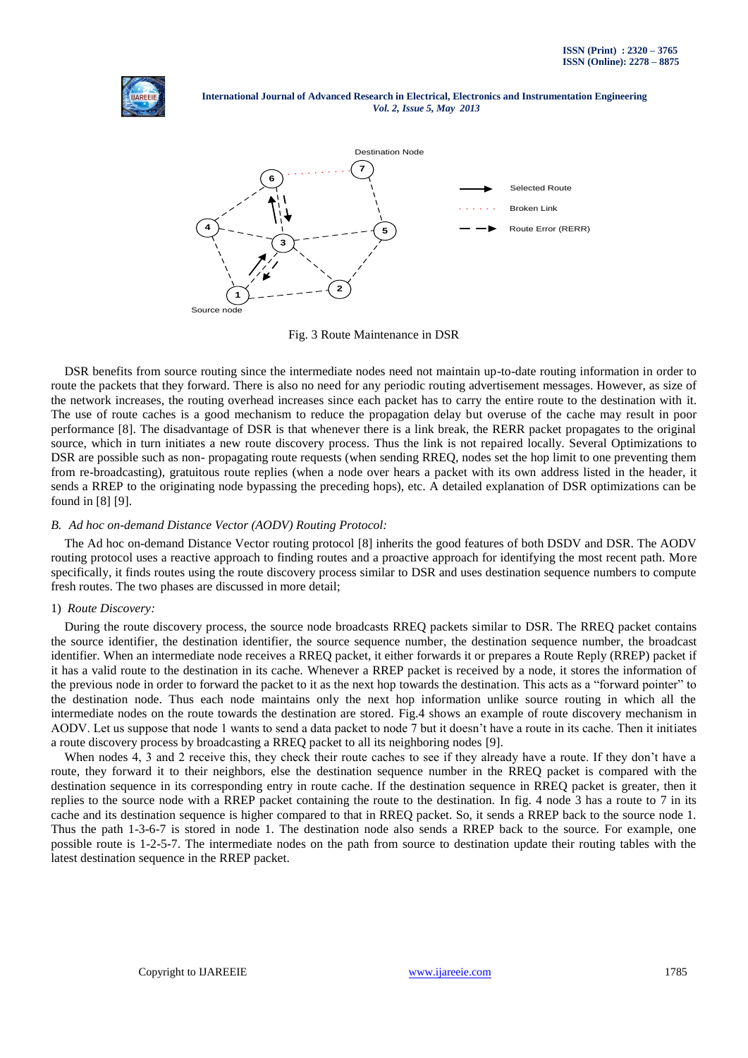Fig. 3 Route Maintenance in DSR

DSR benefits from source routing since the intermediate nodes need not maintain up-to-date routing information in order to route the packets that they forward. There is also no need for any periodic routing advertisement messages. However, as size of the network increases, the routing overhead increases since each packet has to carry the entire route to the destination with it. The use of route caches is a good mechanism to reduce the propagation delay but overuse of the cache may result in poor performance [8]. The disadvantage of DSR is that whenever there is a link break, the RERR packet propagates to the original source, which in turn initiates a new route discovery process. Thus the link is not repaired locally. Several Optimizations to DSR are possible such as non- propagating route requests (when sending RREQ, nodes set the hop limit to one preventing them from re-broadcasting), gratuitous route replies (when a node over hears a packet with its own address listed in the header, it sends a RREP to the originating node bypassing the preceding hops), etc. A detailed explanation of DSR optimizations can be found in [8] [9].

### *B. Ad hoc on-demand Distance Vector (AODV) Routing Protocol:*

The Ad hoc on-demand Distance Vector routing protocol [8] inherits the good features of both DSDV and DSR. The AODV routing protocol uses a reactive approach to finding routes and a proactive approach for identifying the most recent path. More specifically, it finds routes using the route discovery process similar to DSR and uses destination sequence numbers to compute fresh routes. The two phases are discussed in more detail;

#### 1) *Route Discovery:*

During the route discovery process, the source node broadcasts RREQ packets similar to DSR. The RREQ packet contains the source identifier, the destination identifier, the source sequence number, the destination sequence number, the broadcast identifier. When an intermediate node receives a RREQ packet, it either forwards it or prepares a Route Reply (RREP) packet if it has a valid route to the destination in its cache. Whenever a RREP packet is received by a node, it stores the information of the previous node in order to forward the packet to it as the next hop towards the destination. This acts as a "forward pointer" to the destination node. Thus each node maintains only the next hop information unlike source routing in which all the intermediate nodes on the route towards the destination are stored. Fig.4 shows an example of route discovery mechanism in AODV. Let us suppose that node 1 wants to send a data packet to node 7 but it doesn't have a route in its cache. Then it initiates a route discovery process by broadcasting a RREQ packet to all its neighboring nodes [9].

When nodes 4, 3 and 2 receive this, they check their route caches to see if they already have a route. If they don't have a route, they forward it to their neighbors, else the destination sequence number in the RREQ packet is compared with the destination sequence in its corresponding entry in route cache. If the destination sequence in RREQ packet is greater, then it replies to the source node with a RREP packet containing the route to the destination. In fig. 4 node 3 has a route to 7 in its cache and its destination sequence is higher compared to that in RREQ packet. So, it sends a RREP back to the source node 1. Thus the path 1-3-6-7 is stored in node 1. The destination node also sends a RREP back to the source. For example, one possible route is 1-2-5-7. The intermediate nodes on the path from source to destination update their routing tables with the latest destination sequence in the RREP packet.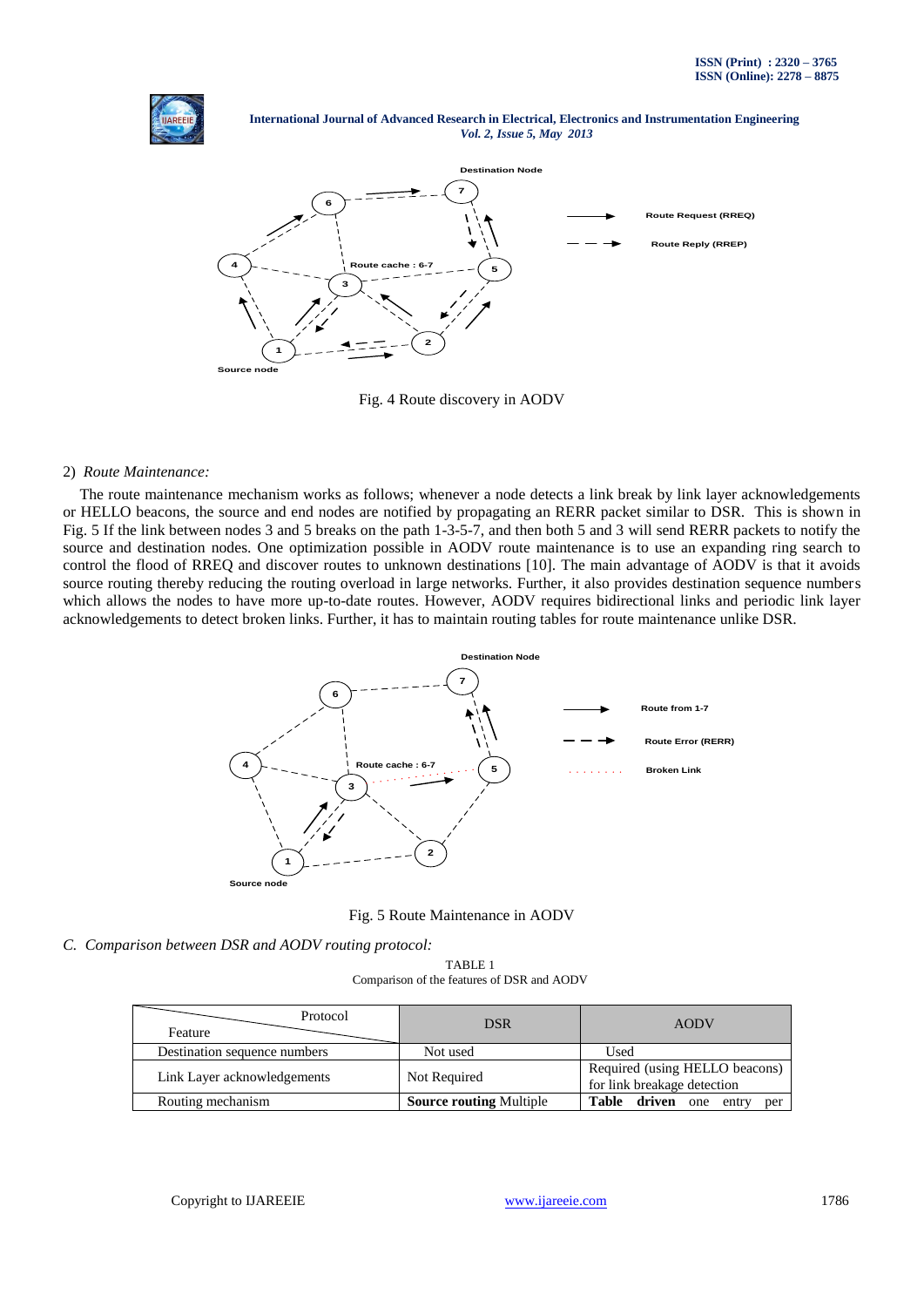Fig. 4 Route discovery in AODV

2) *Route Maintenance:*

The route maintenance mechanism works as follows; whenever a node detects a link break by link layer acknowledgements or HELLO beacons, the source and end nodes are notified by propagating an RERR packet similar to DSR. This is shown in Fig. 5 If the link between nodes 3 and 5 breaks on the path 1-3-5-7, and then both 5 and 3 will send RERR packets to notify the source and destination nodes. One optimization possible in AODV route maintenance is to use an expanding ring search to control the flood of RREQ and discover routes to unknown destinations [10]. The main advantage of AODV is that it avoids source routing thereby reducing the routing overload in large networks. Further, it also provides destination sequence numbers which allows the nodes to have more up-to-date routes. However, AODV requires bidirectional links and periodic link layer acknowledgements to detect broken links. Further, it has to maintain routing tables for route maintenance unlike DSR.

Fig. 5 Route Maintenance in AODV

### C. *Comparison between DSR and AODV routing protocol:*

TABLE 1
Comparison of the features of DSR and AODV

| Feature \ Protocol | DSR | AODV |
|---|---|---|
| Destination sequence numbers | Not used | Used |
| Link Layer acknowledgements | Not Required | Required (using HELLO beacons) for link breakage detection |
| Routing mechanism | **Source routing** Multiple | **Table driven** one entry per |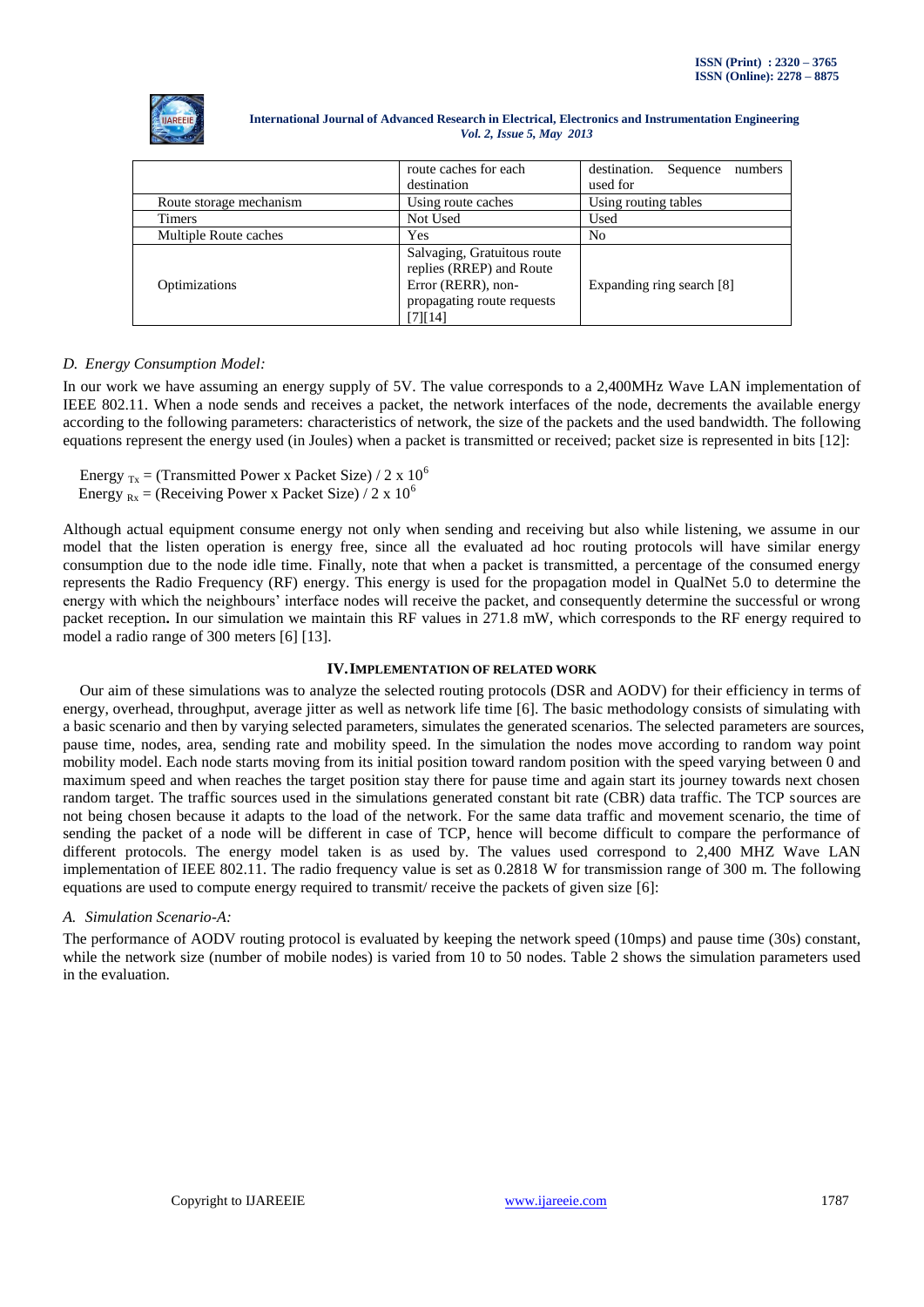| | route caches for each destination | destination. Sequence numbers used for |
|---|---|---|
| Route storage mechanism | Using route caches | Using routing tables |
| Timers | Not Used | Used |
| Multiple Route caches | Yes | No |
| Optimizations | Salvaging, Gratuitous route replies (RREP) and Route Error (RERR), non-propagating route requests [7][14] | Expanding ring search [8] |

### *D. Energy Consumption Model:*

In our work we have assuming an energy supply of 5V. The value corresponds to a 2,400MHz Wave LAN implementation of IEEE 802.11. When a node sends and receives a packet, the network interfaces of the node, decrements the available energy according to the following parameters: characteristics of network, the size of the packets and the used bandwidth. The following equations represent the energy used (in Joules) when a packet is transmitted or received; packet size is represented in bits [12]:

$$\text{Energy}_{Tx} = (\text{Transmitted Power x Packet Size}) / 2 \times 10^6$$

$$\text{Energy}_{Rx} = (\text{Receiving Power x Packet Size}) / 2 \times 10^6$$

Although actual equipment consume energy not only when sending and receiving but also while listening, we assume in our model that the listen operation is energy free, since all the evaluated ad hoc routing protocols will have similar energy consumption due to the node idle time. Finally, note that when a packet is transmitted, a percentage of the consumed energy represents the Radio Frequency (RF) energy. This energy is used for the propagation model in QualNet 5.0 to determine the energy with which the neighbours' interface nodes will receive the packet, and consequently determine the successful or wrong packet reception**.** In our simulation we maintain this RF values in 271.8 mW, which corresponds to the RF energy required to model a radio range of 300 meters [6] [13].

## IV. IMPLEMENTATION OF RELATED WORK

Our aim of these simulations was to analyze the selected routing protocols (DSR and AODV) for their efficiency in terms of energy, overhead, throughput, average jitter as well as network life time [6]. The basic methodology consists of simulating with a basic scenario and then by varying selected parameters, simulates the generated scenarios. The selected parameters are sources, pause time, nodes, area, sending rate and mobility speed. In the simulation the nodes move according to random way point mobility model. Each node starts moving from its initial position toward random position with the speed varying between 0 and maximum speed and when reaches the target position stay there for pause time and again start its journey towards next chosen random target. The traffic sources used in the simulations generated constant bit rate (CBR) data traffic. The TCP sources are not being chosen because it adapts to the load of the network. For the same data traffic and movement scenario, the time of sending the packet of a node will be different in case of TCP, hence will become difficult to compare the performance of different protocols. The energy model taken is as used by. The values used correspond to 2,400 MHZ Wave LAN implementation of IEEE 802.11. The radio frequency value is set as 0.2818 W for transmission range of 300 m. The following equations are used to compute energy required to transmit/ receive the packets of given size [6]:

### *A. Simulation Scenario-A:*

The performance of AODV routing protocol is evaluated by keeping the network speed (10mps) and pause time (30s) constant, while the network size (number of mobile nodes) is varied from 10 to 50 nodes. Table 2 shows the simulation parameters used in the evaluation.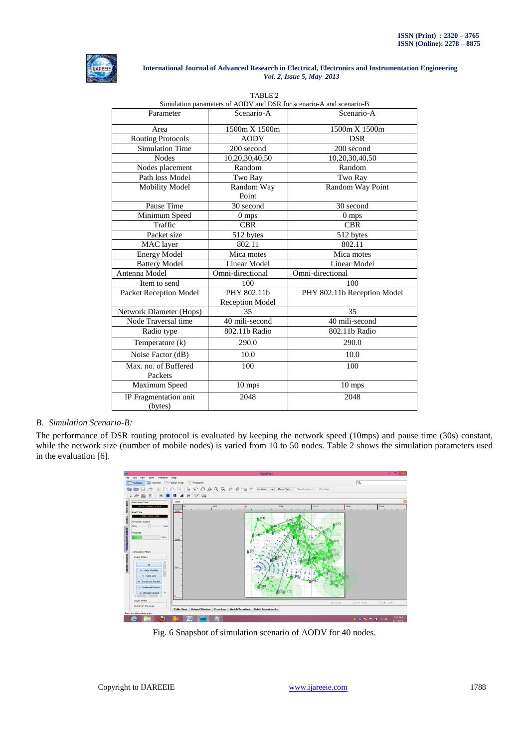TABLE 2

Simulation parameters of AODV and DSR for scenario-A and scenario-B

| Parameter | Scenario-A | Scenario-A |
|---|---|---|
| Area | 1500m X 1500m | 1500m X 1500m |
| Routing Protocols | AODV | DSR |
| Simulation Time | 200 second | 200 second |
| Nodes | 10,20,30,40,50 | 10,20,30,40,50 |
| Nodes placement | Random | Random |
| Path loss Model | Two Ray | Two Ray |
| Mobility Model | Random Way Point | Random Way Point |
| Pause Time | 30 second | 30 second |
| Minimum Speed | 0 mps | 0 mps |
| Traffic | CBR | CBR |
| Packet size | 512 bytes | 512 bytes |
| MAC layer | 802.11 | 802.11 |
| Energy Model | Mica motes | Mica motes |
| Battery Model | Linear Model | Linear Model |
| Antenna Model | Omni-directional | Omni-directional |
| Item to send | 100 | 100 |
| Packet Reception Model | PHY 802.11b Reception Model | PHY 802.11b Reception Model |
| Network Diameter (Hops) | 35 | 35 |
| Node Traversal time | 40 mili-second | 40 mili-second |
| Radio type | 802.11b Radio | 802.11b Radio |
| Temperature (k) | 290.0 | 290.0 |
| Noise Factor (dB) | 10.0 | 10.0 |
| Max. no. of Buffered Packets | 100 | 100 |
| Maximum Speed | 10 mps | 10 mps |
| IP Fragmentation unit (bytes) | 2048 | 2048 |

*B. Simulation Scenario-B:*

The performance of DSR routing protocol is evaluated by keeping the network speed (10mps) and pause time (30s) constant, while the network size (number of mobile nodes) is varied from 10 to 50 nodes. Table 2 shows the simulation parameters used in the evaluation [6].

Fig. 6 Snapshot of simulation scenario of AODV for 40 nodes.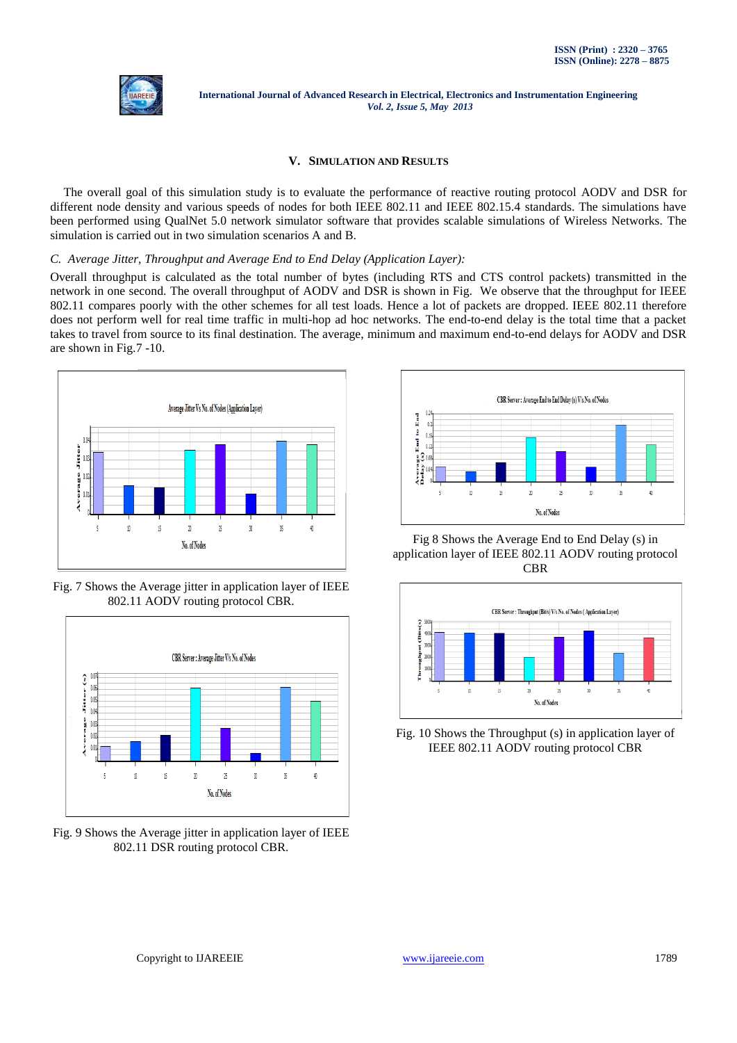## V. Simulation and Results

The overall goal of this simulation study is to evaluate the performance of reactive routing protocol AODV and DSR for different node density and various speeds of nodes for both IEEE 802.11 and IEEE 802.15.4 standards. The simulations have been performed using QualNet 5.0 network simulator software that provides scalable simulations of Wireless Networks. The simulation is carried out in two simulation scenarios A and B.

### *C. Average Jitter, Throughput and Average End to End Delay (Application Layer):*

Overall throughput is calculated as the total number of bytes (including RTS and CTS control packets) transmitted in the network in one second. The overall throughput of AODV and DSR is shown in Fig. We observe that the throughput for IEEE 802.11 compares poorly with the other schemes for all test loads. Hence a lot of packets are dropped. IEEE 802.11 therefore does not perform well for real time traffic in multi-hop ad hoc networks. The end-to-end delay is the total time that a packet takes to travel from source to its final destination. The average, minimum and maximum end-to-end delays for AODV and DSR are shown in Fig.7 -10.

Fig. 7 Shows the Average jitter in application layer of IEEE 802.11 AODV routing protocol CBR.

Fig. 9 Shows the Average jitter in application layer of IEEE 802.11 DSR routing protocol CBR.

Fig 8 Shows the Average End to End Delay (s) in application layer of IEEE 802.11 AODV routing protocol CBR

Fig. 10 Shows the Throughput (s) in application layer of IEEE 802.11 AODV routing protocol CBR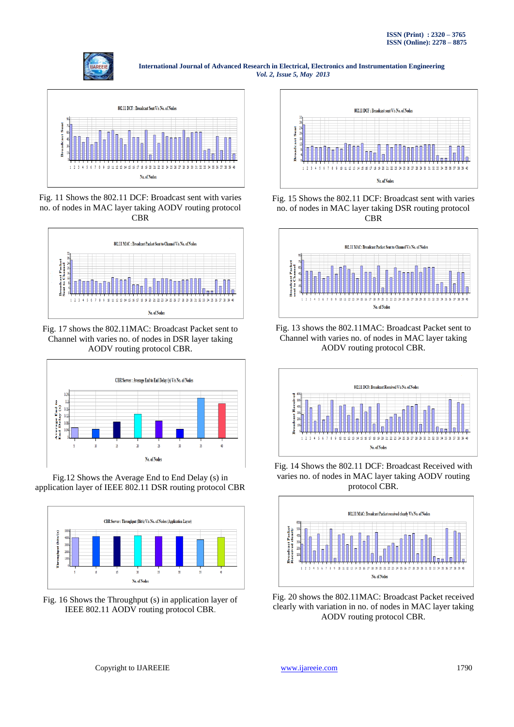Fig. 11 Shows the 802.11 DCF: Broadcast sent with varies no. of nodes in MAC layer taking AODV routing protocol CBR

Fig. 17 shows the 802.11MAC: Broadcast Packet sent to Channel with varies no. of nodes in DSR layer taking AODV routing protocol CBR.

Fig.12 Shows the Average End to End Delay (s) in application layer of IEEE 802.11 DSR routing protocol CBR

Fig. 16 Shows the Throughput (s) in application layer of IEEE 802.11 AODV routing protocol CBR.

Fig. 15 Shows the 802.11 DCF: Broadcast sent with varies no. of nodes in MAC layer taking DSR routing protocol CBR

Fig. 13 shows the 802.11MAC: Broadcast Packet sent to Channel with varies no. of nodes in MAC layer taking AODV routing protocol CBR.

Fig. 14 Shows the 802.11 DCF: Broadcast Received with varies no. of nodes in MAC layer taking AODV routing protocol CBR.

Fig. 20 shows the 802.11MAC: Broadcast Packet received clearly with variation in no. of nodes in MAC layer taking AODV routing protocol CBR.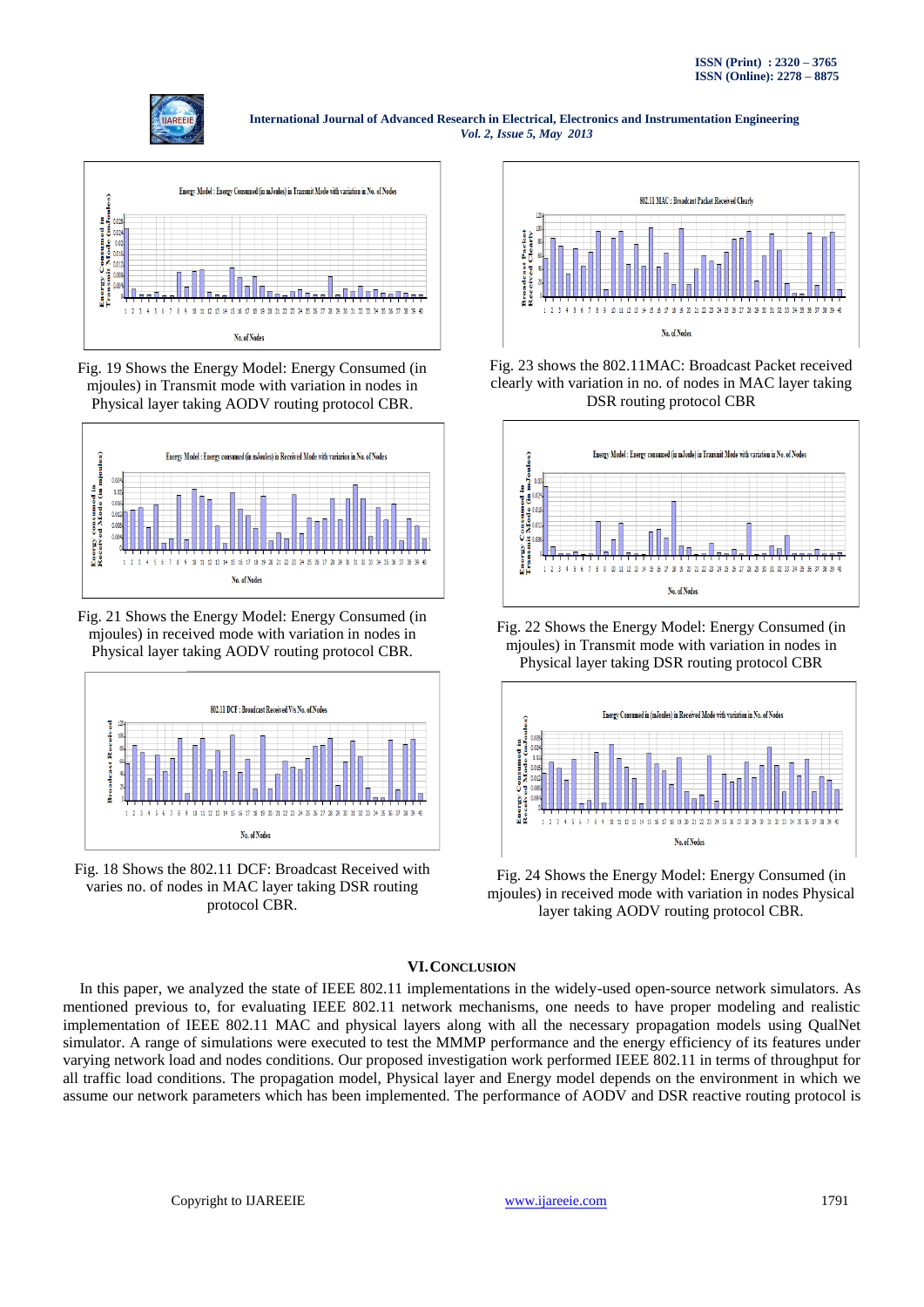Fig. 19 Shows the Energy Model: Energy Consumed (in mjoules) in Transmit mode with variation in nodes in Physical layer taking AODV routing protocol CBR.

Fig. 21 Shows the Energy Model: Energy Consumed (in mjoules) in received mode with variation in nodes in Physical layer taking AODV routing protocol CBR.

Fig. 18 Shows the 802.11 DCF: Broadcast Received with varies no. of nodes in MAC layer taking DSR routing protocol CBR.

Fig. 23 shows the 802.11MAC: Broadcast Packet received clearly with variation in no. of nodes in MAC layer taking DSR routing protocol CBR

Fig. 22 Shows the Energy Model: Energy Consumed (in mjoules) in Transmit mode with variation in nodes in Physical layer taking DSR routing protocol CBR

Fig. 24 Shows the Energy Model: Energy Consumed (in mjoules) in received mode with variation in nodes Physical layer taking AODV routing protocol CBR.

## VI. CONCLUSION

In this paper, we analyzed the state of IEEE 802.11 implementations in the widely-used open-source network simulators. As mentioned previous to, for evaluating IEEE 802.11 network mechanisms, one needs to have proper modeling and realistic implementation of IEEE 802.11 MAC and physical layers along with all the necessary propagation models using QualNet simulator. A range of simulations were executed to test the MMMP performance and the energy efficiency of its features under varying network load and nodes conditions. Our proposed investigation work performed IEEE 802.11 in terms of throughput for all traffic load conditions. The propagation model, Physical layer and Energy model depends on the environment in which we assume our network parameters which has been implemented. The performance of AODV and DSR reactive routing protocol is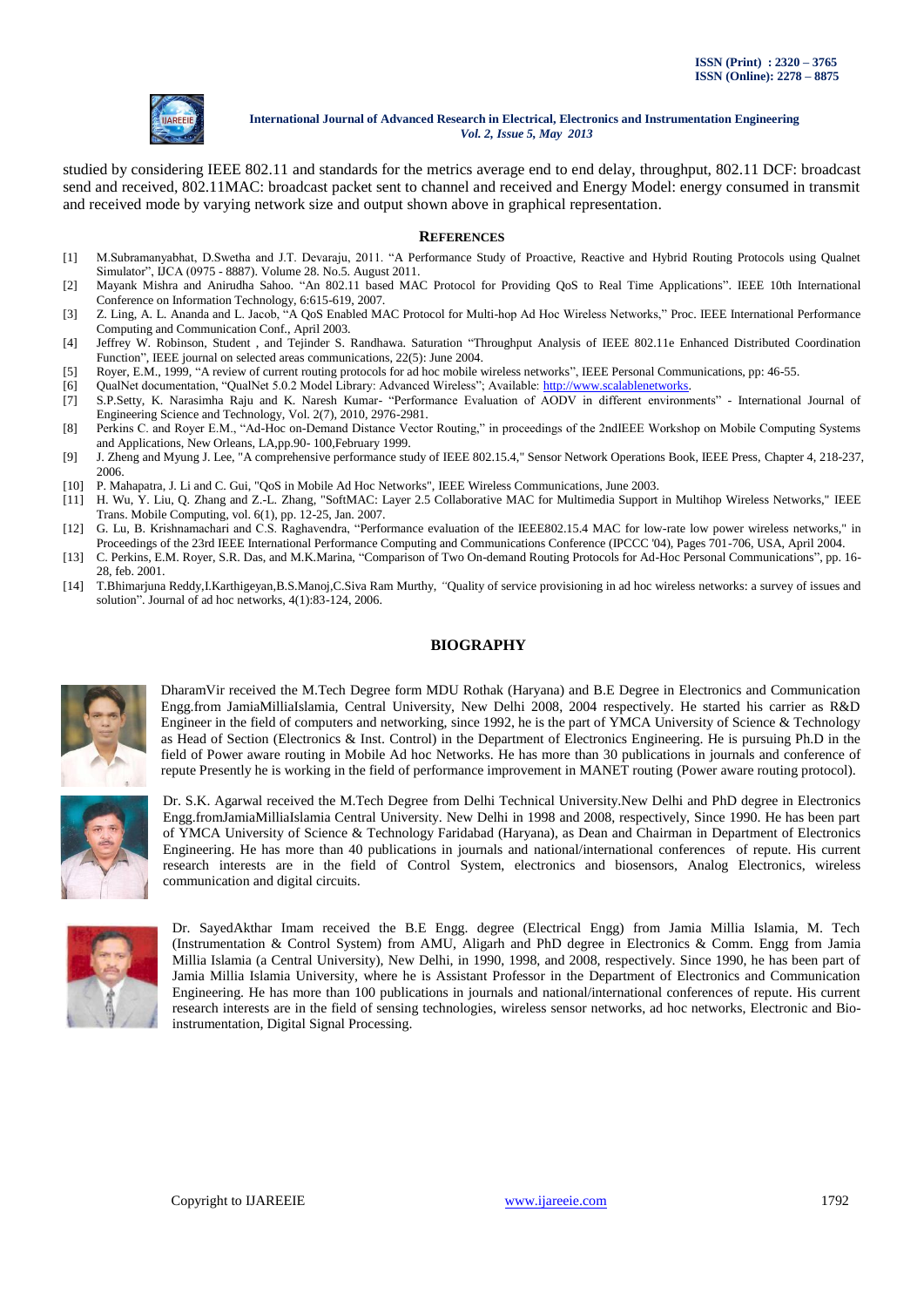studied by considering IEEE 802.11 and standards for the metrics average end to end delay, throughput, 802.11 DCF: broadcast send and received, 802.11MAC: broadcast packet sent to channel and received and Energy Model: energy consumed in transmit and received mode by varying network size and output shown above in graphical representation.

## REFERENCES

[1] M.Subramanyabhat, D.Swetha and J.T. Devaraju, 2011. "A Performance Study of Proactive, Reactive and Hybrid Routing Protocols using Qualnet Simulator", IJCA (0975 - 8887). Volume 28. No.5. August 2011.

[2] Mayank Mishra and Anirudha Sahoo. "An 802.11 based MAC Protocol for Providing QoS to Real Time Applications". IEEE 10th International Conference on Information Technology, 6:615-619, 2007.

[3] Z. Ling, A. L. Ananda and L. Jacob, "A QoS Enabled MAC Protocol for Multi-hop Ad Hoc Wireless Networks," Proc. IEEE International Performance Computing and Communication Conf., April 2003.

[4] Jeffrey W. Robinson, Student , and Tejinder S. Randhawa. Saturation "Throughput Analysis of IEEE 802.11e Enhanced Distributed Coordination Function", IEEE journal on selected areas communications, 22(5): June 2004.

[5] Royer, E.M., 1999, "A review of current routing protocols for ad hoc mobile wireless networks", IEEE Personal Communications, pp: 46-55.

[6] QualNet documentation, "QualNet 5.0.2 Model Library: Advanced Wireless"; Available: http://www.scalablenetworks.

[7] S.P.Setty, K. Narasimha Raju and K. Naresh Kumar- "Performance Evaluation of AODV in different environments" - International Journal of Engineering Science and Technology, Vol. 2(7), 2010, 2976-2981.

[8] Perkins C. and Royer E.M., "Ad-Hoc on-Demand Distance Vector Routing," in proceedings of the 2ndIEEE Workshop on Mobile Computing Systems and Applications, New Orleans, LA,pp.90- 100,February 1999.

[9] J. Zheng and Myung J. Lee, "A comprehensive performance study of IEEE 802.15.4," Sensor Network Operations Book, IEEE Press, Chapter 4, 218-237, 2006.

[10] P. Mahapatra, J. Li and C. Gui, "QoS in Mobile Ad Hoc Networks", IEEE Wireless Communications, June 2003.

[11] H. Wu, Y. Liu, Q. Zhang and Z.-L. Zhang, "SoftMAC: Layer 2.5 Collaborative MAC for Multimedia Support in Multihop Wireless Networks," IEEE Trans. Mobile Computing, vol. 6(1), pp. 12-25, Jan. 2007.

[12] G. Lu, B. Krishnamachari and C.S. Raghavendra, "Performance evaluation of the IEEE802.15.4 MAC for low-rate low power wireless networks," in Proceedings of the 23rd IEEE International Performance Computing and Communications Conference (IPCCC '04), Pages 701-706, USA, April 2004.

[13] C. Perkins, E.M. Royer, S.R. Das, and M.K.Marina, "Comparison of Two On-demand Routing Protocols for Ad-Hoc Personal Communications", pp. 16-28, feb. 2001.

[14] T.Bhimarjuna Reddy,I.Karthigeyan,B.S.Manoj,C.Siva Ram Murthy, "Quality of service provisioning in ad hoc wireless networks: a survey of issues and solution". Journal of ad hoc networks, 4(1):83-124, 2006.

## BIOGRAPHY

DharamVir received the M.Tech Degree form MDU Rothak (Haryana) and B.E Degree in Electronics and Communication Engg.from JamiaMilliaIslamia, Central University, New Delhi 2008, 2004 respectively. He started his carrier as R&D Engineer in the field of computers and networking, since 1992, he is the part of YMCA University of Science & Technology as Head of Section (Electronics & Inst. Control) in the Department of Electronics Engineering. He is pursuing Ph.D in the field of Power aware routing in Mobile Ad hoc Networks. He has more than 30 publications in journals and conference of repute Presently he is working in the field of performance improvement in MANET routing (Power aware routing protocol).

Dr. S.K. Agarwal received the M.Tech Degree from Delhi Technical University.New Delhi and PhD degree in Electronics Engg.fromJamiaMilliaIslamia Central University. New Delhi in 1998 and 2008, respectively, Since 1990. He has been part of YMCA University of Science & Technology Faridabad (Haryana), as Dean and Chairman in Department of Electronics Engineering. He has more than 40 publications in journals and national/international conferences of repute. His current research interests are in the field of Control System, electronics and biosensors, Analog Electronics, wireless communication and digital circuits.

Dr. SayedAkthar Imam received the B.E Engg. degree (Electrical Engg) from Jamia Millia Islamia, M. Tech (Instrumentation & Control System) from AMU, Aligarh and PhD degree in Electronics & Comm. Engg from Jamia Millia Islamia (a Central University), New Delhi, in 1990, 1998, and 2008, respectively. Since 1990, he has been part of Jamia Millia Islamia University, where he is Assistant Professor in the Department of Electronics and Communication Engineering. He has more than 100 publications in journals and national/international conferences of repute. His current research interests are in the field of sensing technologies, wireless sensor networks, ad hoc networks, Electronic and Bio-instrumentation, Digital Signal Processing.